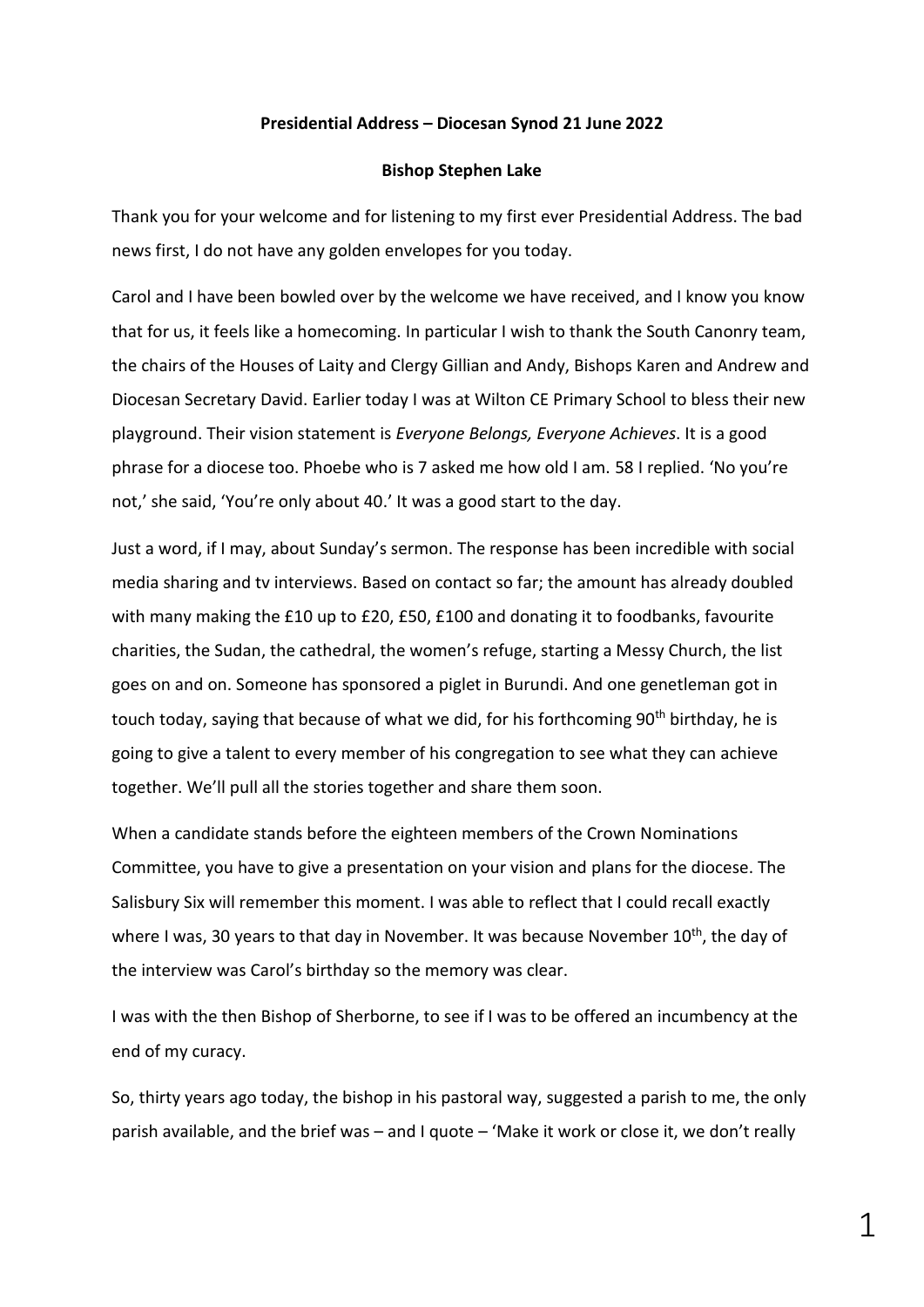**Presidential Address – Diocesan Synod 21 June 2022**

**Bishop Stephen Lake**

Thank you for your welcome and for listening to my first ever Presidential Address. The bad news first, I do not have any golden envelopes for you today.

Carol and I have been bowled over by the welcome we have received, and I know you know that for us, it feels like a homecoming. In particular I wish to thank the South Canonry team, the chairs of the Houses of Laity and Clergy Gillian and Andy, Bishops Karen and Andrew and Diocesan Secretary David. Earlier today I was at Wilton CE Primary School to bless their new playground. Their vision statement is *Everyone Belongs, Everyone Achieves*. It is a good phrase for a diocese too. Phoebe who is 7 asked me how old I am. 58 I replied. 'No you're not,' she said, 'You're only about 40.' It was a good start to the day.

Just a word, if I may, about Sunday's sermon. The response has been incredible with social media sharing and tv interviews. Based on contact so far; the amount has already doubled with many making the £10 up to £20, £50, £100 and donating it to foodbanks, favourite charities, the Sudan, the cathedral, the women's refuge, starting a Messy Church, the list goes on and on. Someone has sponsored a piglet in Burundi. And one genetleman got in touch today, saying that because of what we did, for his forthcoming 90th birthday, he is going to give a talent to every member of his congregation to see what they can achieve together. We'll pull all the stories together and share them soon.

When a candidate stands before the eighteen members of the Crown Nominations Committee, you have to give a presentation on your vision and plans for the diocese. The Salisbury Six will remember this moment. I was able to reflect that I could recall exactly where I was, 30 years to that day in November. It was because November 10th, the day of the interview was Carol's birthday so the memory was clear.

I was with the then Bishop of Sherborne, to see if I was to be offered an incumbency at the end of my curacy.

So, thirty years ago today, the bishop in his pastoral way, suggested a parish to me, the only parish available, and the brief was – and I quote – 'Make it work or close it, we don't really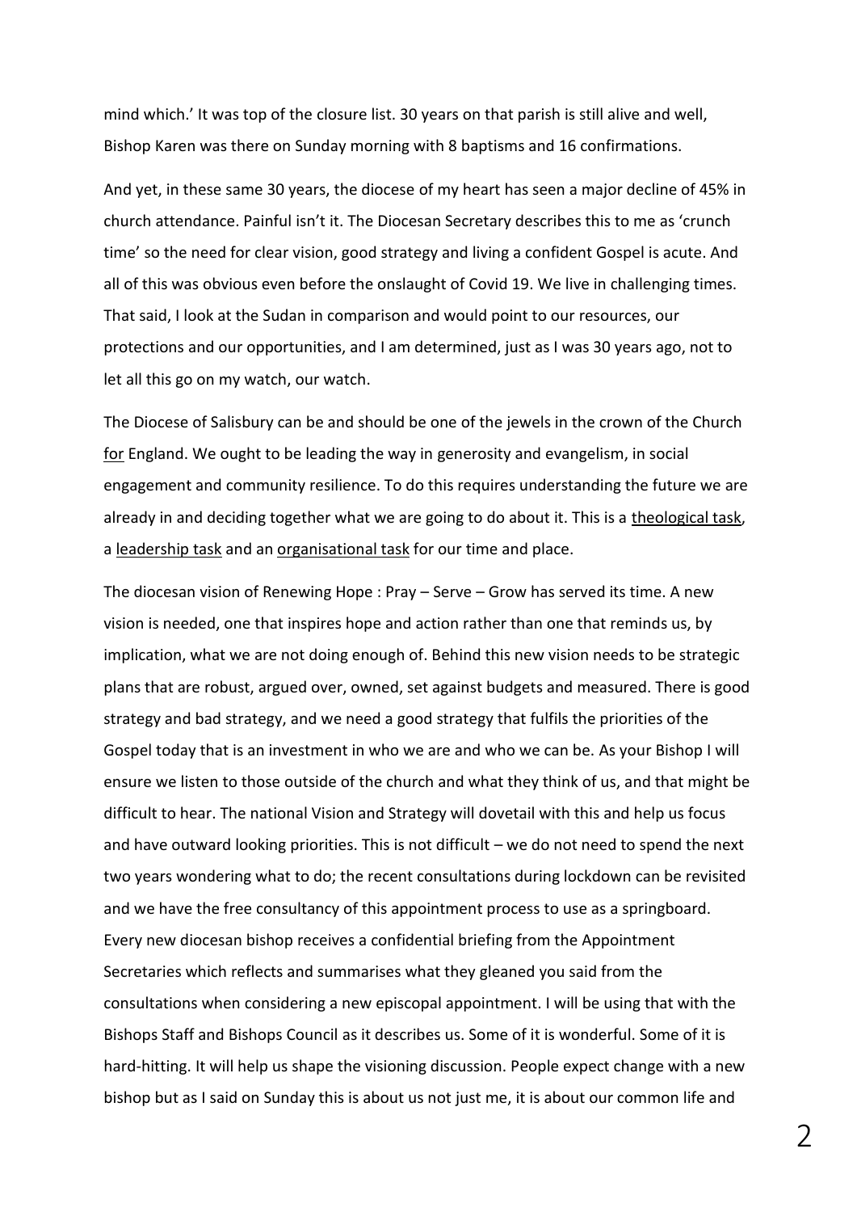mind which.' It was top of the closure list. 30 years on that parish is still alive and well, Bishop Karen was there on Sunday morning with 8 baptisms and 16 confirmations.

And yet, in these same 30 years, the diocese of my heart has seen a major decline of 45% in church attendance. Painful isn't it. The Diocesan Secretary describes this to me as 'crunch time' so the need for clear vision, good strategy and living a confident Gospel is acute. And all of this was obvious even before the onslaught of Covid 19. We live in challenging times. That said, I look at the Sudan in comparison and would point to our resources, our protections and our opportunities, and I am determined, just as I was 30 years ago, not to let all this go on my watch, our watch.

The Diocese of Salisbury can be and should be one of the jewels in the crown of the Church <u>for</u> England. We ought to be leading the way in generosity and evangelism, in social engagement and community resilience. To do this requires understanding the future we are already in and deciding together what we are going to do about it. This is a <u>theological task</u>, a <u>leadership task</u> and an <u>organisational task</u> for our time and place.

The diocesan vision of Renewing Hope : Pray – Serve – Grow has served its time. A new vision is needed, one that inspires hope and action rather than one that reminds us, by implication, what we are not doing enough of. Behind this new vision needs to be strategic plans that are robust, argued over, owned, set against budgets and measured. There is good strategy and bad strategy, and we need a good strategy that fulfils the priorities of the Gospel today that is an investment in who we are and who we can be. As your Bishop I will ensure we listen to those outside of the church and what they think of us, and that might be difficult to hear. The national Vision and Strategy will dovetail with this and help us focus and have outward looking priorities. This is not difficult – we do not need to spend the next two years wondering what to do; the recent consultations during lockdown can be revisited and we have the free consultancy of this appointment process to use as a springboard. Every new diocesan bishop receives a confidential briefing from the Appointment Secretaries which reflects and summarises what they gleaned you said from the consultations when considering a new episcopal appointment. I will be using that with the Bishops Staff and Bishops Council as it describes us. Some of it is wonderful. Some of it is hard-hitting. It will help us shape the visioning discussion. People expect change with a new bishop but as I said on Sunday this is about us not just me, it is about our common life and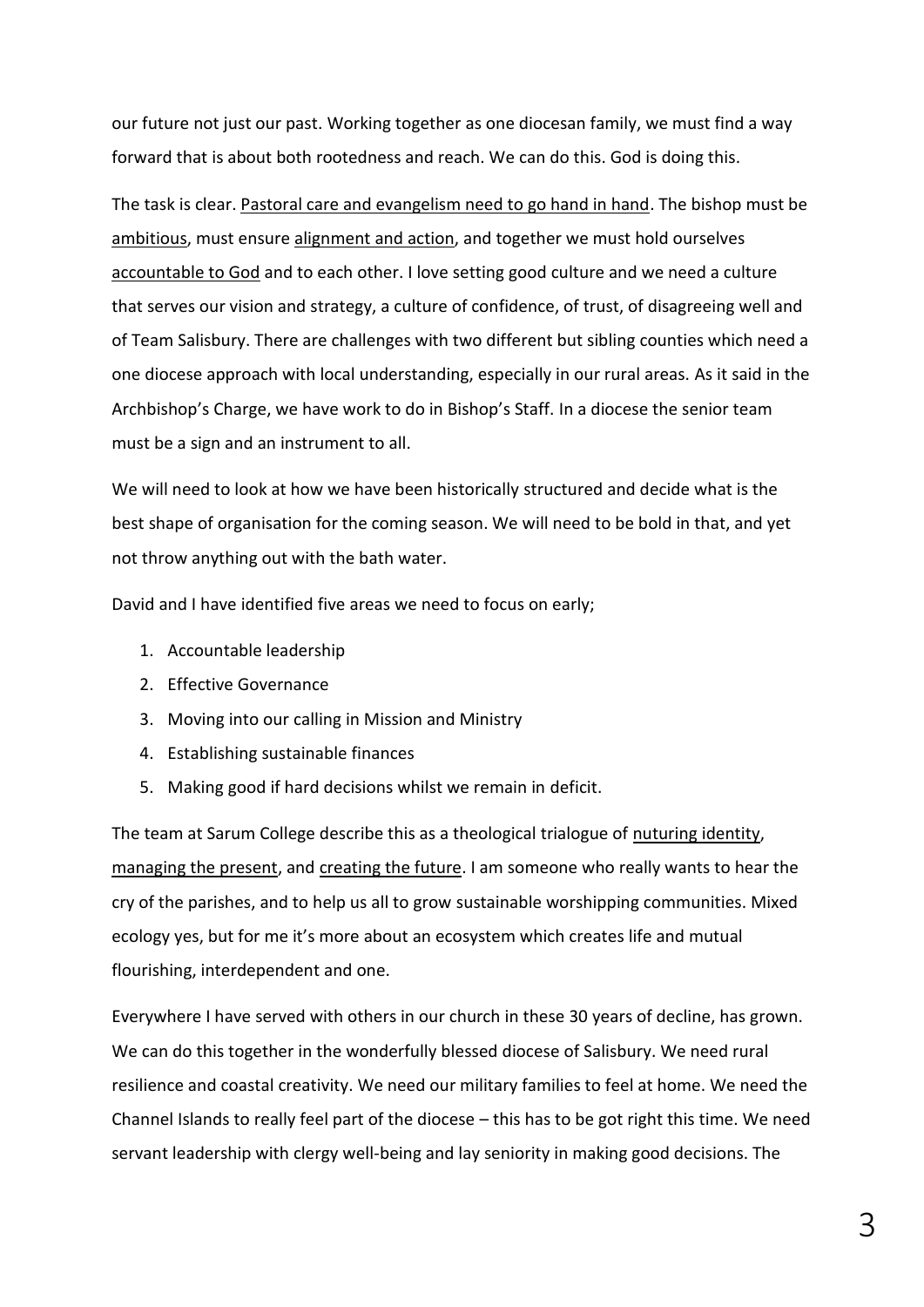our future not just our past. Working together as one diocesan family, we must find a way forward that is about both rootedness and reach. We can do this. God is doing this.

The task is clear. <u>Pastoral care and evangelism need to go hand in hand</u>. The bishop must be <u>ambitious</u>, must ensure <u>alignment and action</u>, and together we must hold ourselves <u>accountable to God</u> and to each other. I love setting good culture and we need a culture that serves our vision and strategy, a culture of confidence, of trust, of disagreeing well and of Team Salisbury. There are challenges with two different but sibling counties which need a one diocese approach with local understanding, especially in our rural areas. As it said in the Archbishop's Charge, we have work to do in Bishop's Staff. In a diocese the senior team must be a sign and an instrument to all.

We will need to look at how we have been historically structured and decide what is the best shape of organisation for the coming season. We will need to be bold in that, and yet not throw anything out with the bath water.

David and I have identified five areas we need to focus on early;

1. Accountable leadership
2. Effective Governance
3. Moving into our calling in Mission and Ministry
4. Establishing sustainable finances
5. Making good if hard decisions whilst we remain in deficit.

The team at Sarum College describe this as a theological trialogue of <u>nuturing identity</u>, <u>managing the present</u>, and <u>creating the future</u>. I am someone who really wants to hear the cry of the parishes, and to help us all to grow sustainable worshipping communities. Mixed ecology yes, but for me it's more about an ecosystem which creates life and mutual flourishing, interdependent and one.

Everywhere I have served with others in our church in these 30 years of decline, has grown. We can do this together in the wonderfully blessed diocese of Salisbury. We need rural resilience and coastal creativity. We need our military families to feel at home. We need the Channel Islands to really feel part of the diocese – this has to be got right this time. We need servant leadership with clergy well-being and lay seniority in making good decisions. The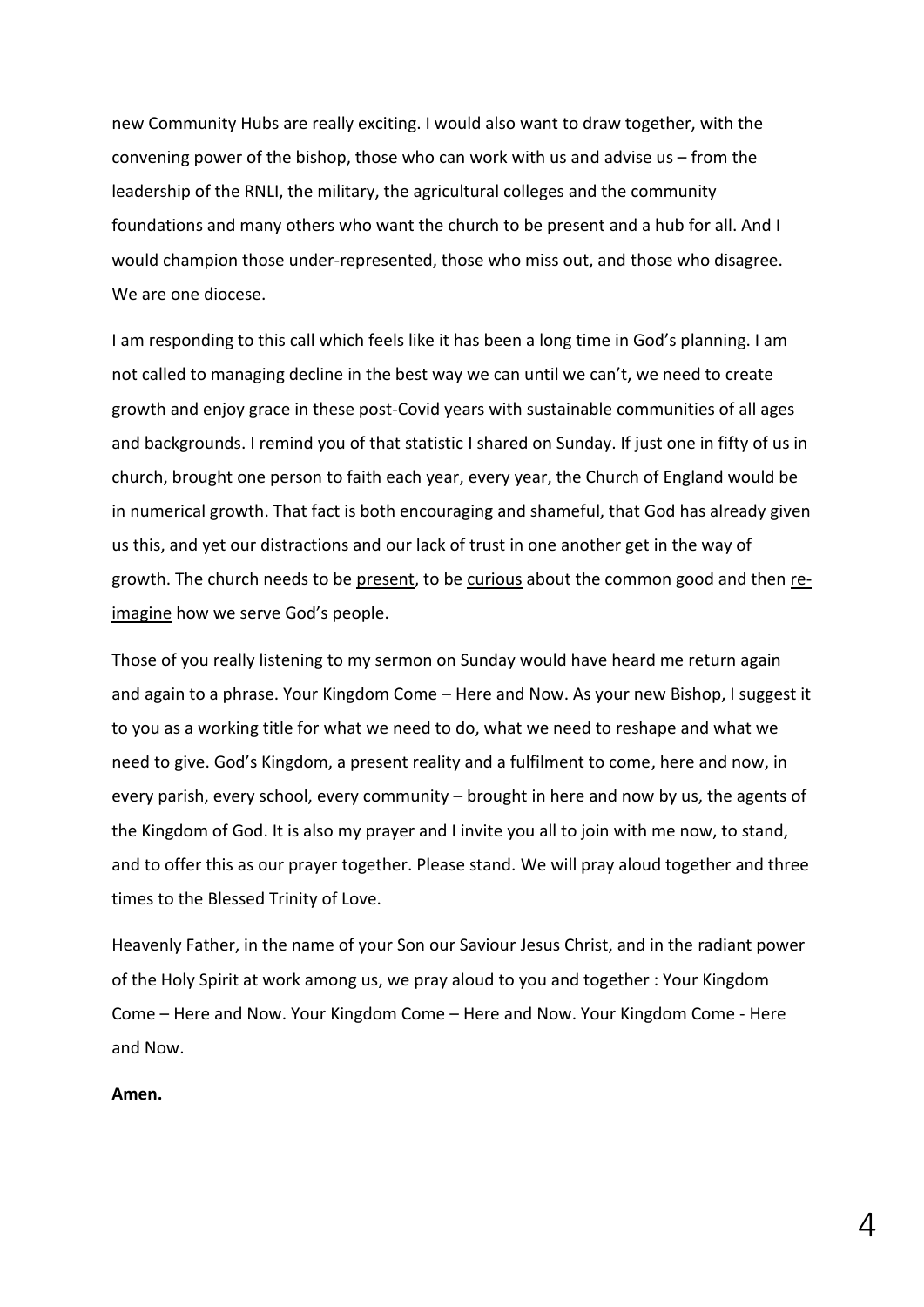new Community Hubs are really exciting. I would also want to draw together, with the convening power of the bishop, those who can work with us and advise us – from the leadership of the RNLI, the military, the agricultural colleges and the community foundations and many others who want the church to be present and a hub for all. And I would champion those under-represented, those who miss out, and those who disagree. We are one diocese.

I am responding to this call which feels like it has been a long time in God's planning. I am not called to managing decline in the best way we can until we can't, we need to create growth and enjoy grace in these post-Covid years with sustainable communities of all ages and backgrounds. I remind you of that statistic I shared on Sunday. If just one in fifty of us in church, brought one person to faith each year, every year, the Church of England would be in numerical growth. That fact is both encouraging and shameful, that God has already given us this, and yet our distractions and our lack of trust in one another get in the way of growth. The church needs to be <u>present</u>, to be <u>curious</u> about the common good and then <u>re-imagine</u> how we serve God's people.

Those of you really listening to my sermon on Sunday would have heard me return again and again to a phrase. Your Kingdom Come – Here and Now. As your new Bishop, I suggest it to you as a working title for what we need to do, what we need to reshape and what we need to give. God's Kingdom, a present reality and a fulfilment to come, here and now, in every parish, every school, every community – brought in here and now by us, the agents of the Kingdom of God. It is also my prayer and I invite you all to join with me now, to stand, and to offer this as our prayer together. Please stand. We will pray aloud together and three times to the Blessed Trinity of Love.

Heavenly Father, in the name of your Son our Saviour Jesus Christ, and in the radiant power of the Holy Spirit at work among us, we pray aloud to you and together : Your Kingdom Come – Here and Now. Your Kingdom Come – Here and Now. Your Kingdom Come - Here and Now.

**Amen.**